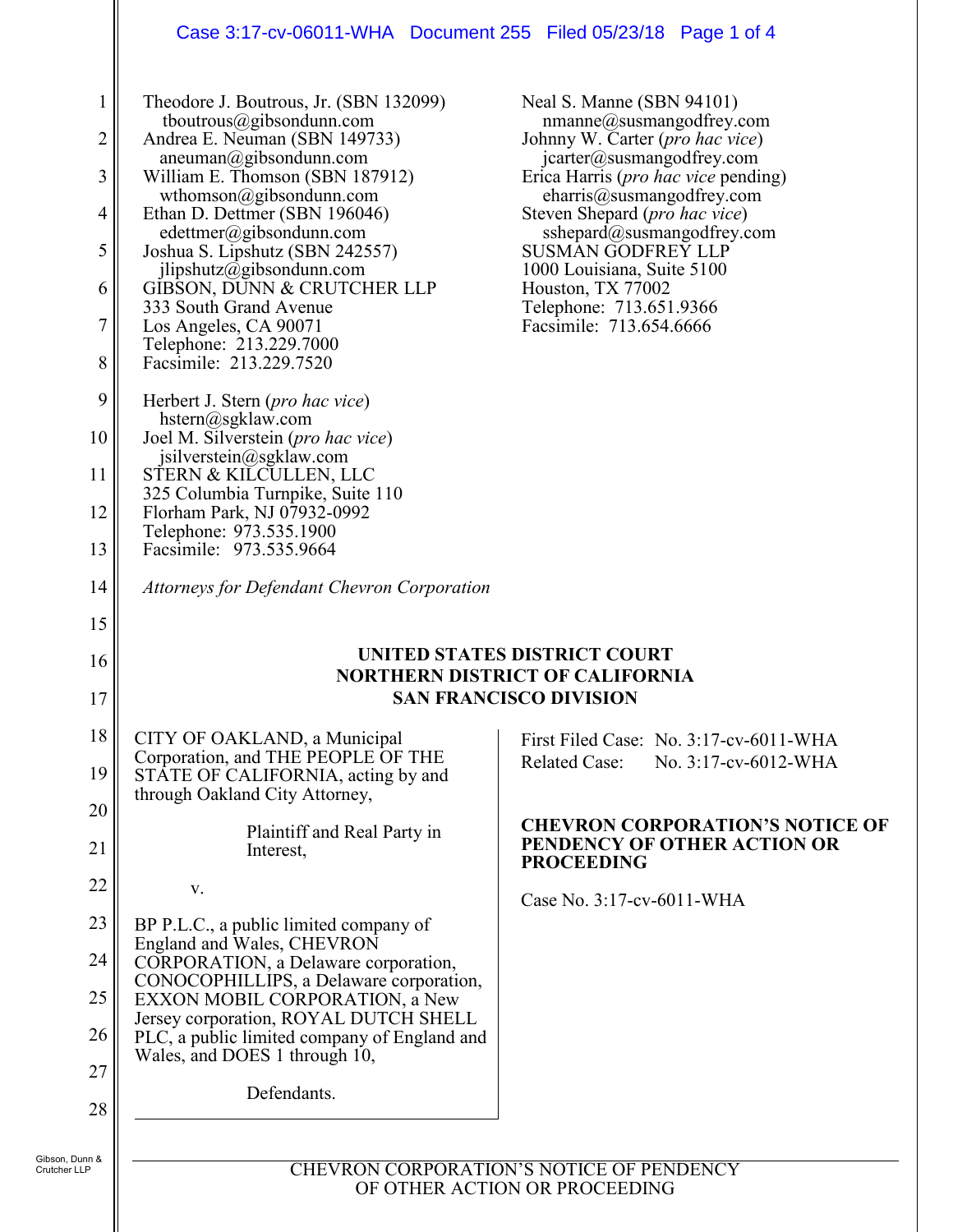Theodore J. Boutrous, Jr. (SBN 132099)
tboutrous@gibsondunn.com
Andrea E. Neuman (SBN 149733)
aneuman@gibsondunn.com
William E. Thomson (SBN 187912)
wthomson@gibsondunn.com
Ethan D. Dettmer (SBN 196046)
edettmer@gibsondunn.com
Joshua S. Lipshutz (SBN 242557)
jlipshutz@gibsondunn.com
GIBSON, DUNN & CRUTCHER LLP
333 South Grand Avenue
Los Angeles, CA 90071
Telephone: 213.229.7000
Facsimile: 213.229.7520

Herbert J. Stern (*pro hac vice*)
hstern@sgklaw.com
Joel M. Silverstein (*pro hac vice*)
jsilverstein@sgklaw.com
STERN & KILCULLEN, LLC
325 Columbia Turnpike, Suite 110
Florham Park, NJ 07932-0992
Telephone: 973.535.1900
Facsimile: 973.535.9664

Neal S. Manne (SBN 94101)
nmanne@susmangodfrey.com
Johnny W. Carter (*pro hac vice*)
jcarter@susmangodfrey.com
Erica Harris (*pro hac vice* pending)
eharris@susmangodfrey.com
Steven Shepard (*pro hac vice*)
sshepard@susmangodfrey.com
SUSMAN GODFREY LLP
1000 Louisiana, Suite 5100
Houston, TX 77002
Telephone: 713.651.9366
Facsimile: 713.654.6666

*Attorneys for Defendant Chevron Corporation*

**UNITED STATES DISTRICT COURT**
**NORTHERN DISTRICT OF CALIFORNIA**
**SAN FRANCISCO DIVISION**

CITY OF OAKLAND, a Municipal Corporation, and THE PEOPLE OF THE STATE OF CALIFORNIA, acting by and through Oakland City Attorney,

Plaintiff and Real Party in Interest,

v.

BP P.L.C., a public limited company of England and Wales, CHEVRON CORPORATION, a Delaware corporation, CONOCOPHILLIPS, a Delaware corporation, EXXON MOBIL CORPORATION, a New Jersey corporation, ROYAL DUTCH SHELL PLC, a public limited company of England and Wales, and DOES 1 through 10,

Defendants.

First Filed Case: No. 3:17-cv-6011-WHA
Related Case: No. 3:17-cv-6012-WHA

**CHEVRON CORPORATION'S NOTICE OF PENDENCY OF OTHER ACTION OR PROCEEDING**

Case No. 3:17-cv-6011-WHA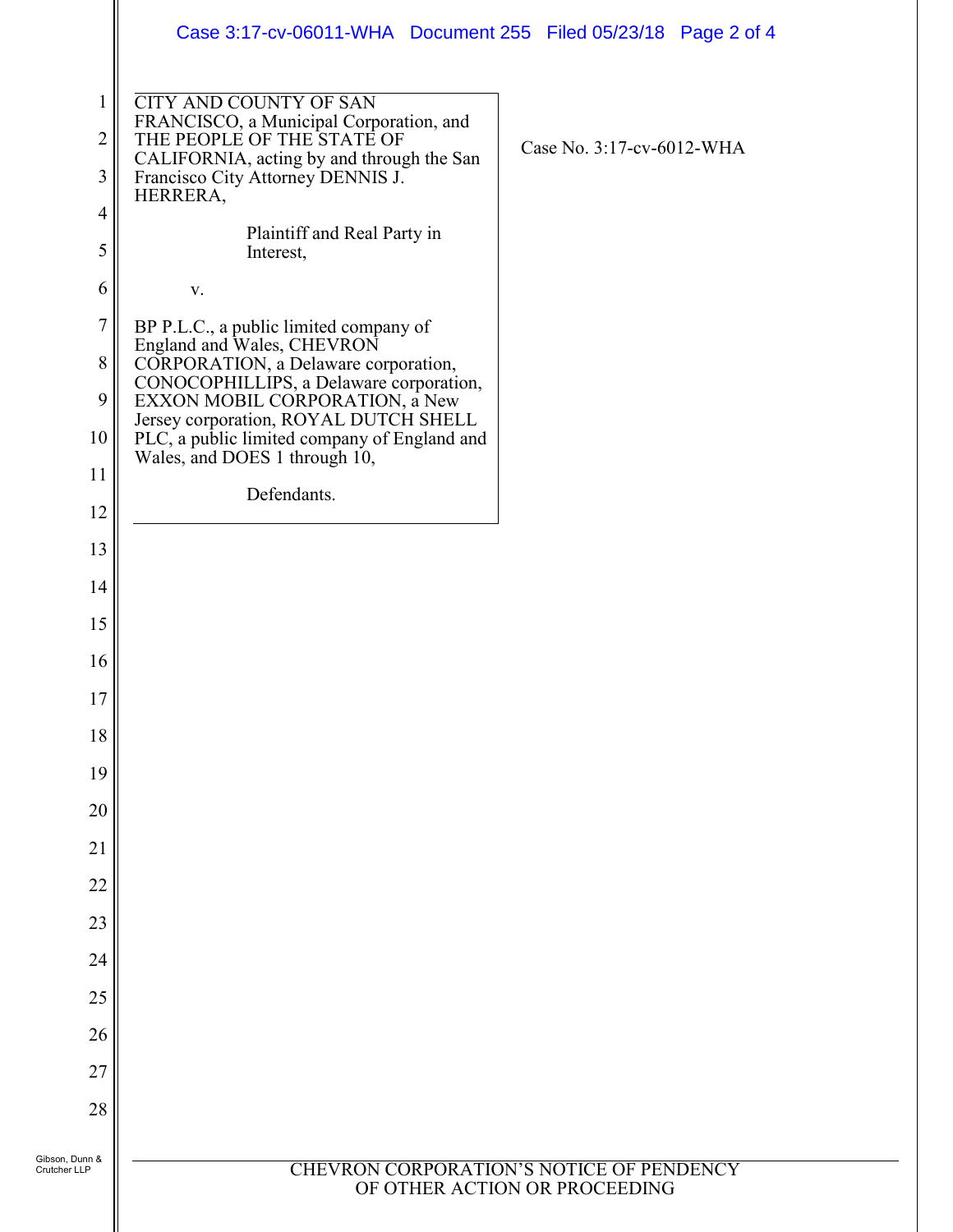| | |
|---|---|
| CITY AND COUNTY OF SAN FRANCISCO, a Municipal Corporation, and THE PEOPLE OF THE STATE OF CALIFORNIA, acting by and through the San Francisco City Attorney DENNIS J. HERRERA,<br><br>Plaintiff and Real Party in Interest,<br><br>v.<br><br>BP P.L.C., a public limited company of England and Wales, CHEVRON CORPORATION, a Delaware corporation, CONOCOPHILLIPS, a Delaware corporation, EXXON MOBIL CORPORATION, a New Jersey corporation, ROYAL DUTCH SHELL PLC, a public limited company of England and Wales, and DOES 1 through 10,<br><br>Defendants. | Case No. 3:17-cv-6012-WHA |

Gibson, Dunn & Crutcher LLP

CHEVRON CORPORATION'S NOTICE OF PENDENCY OF OTHER ACTION OR PROCEEDING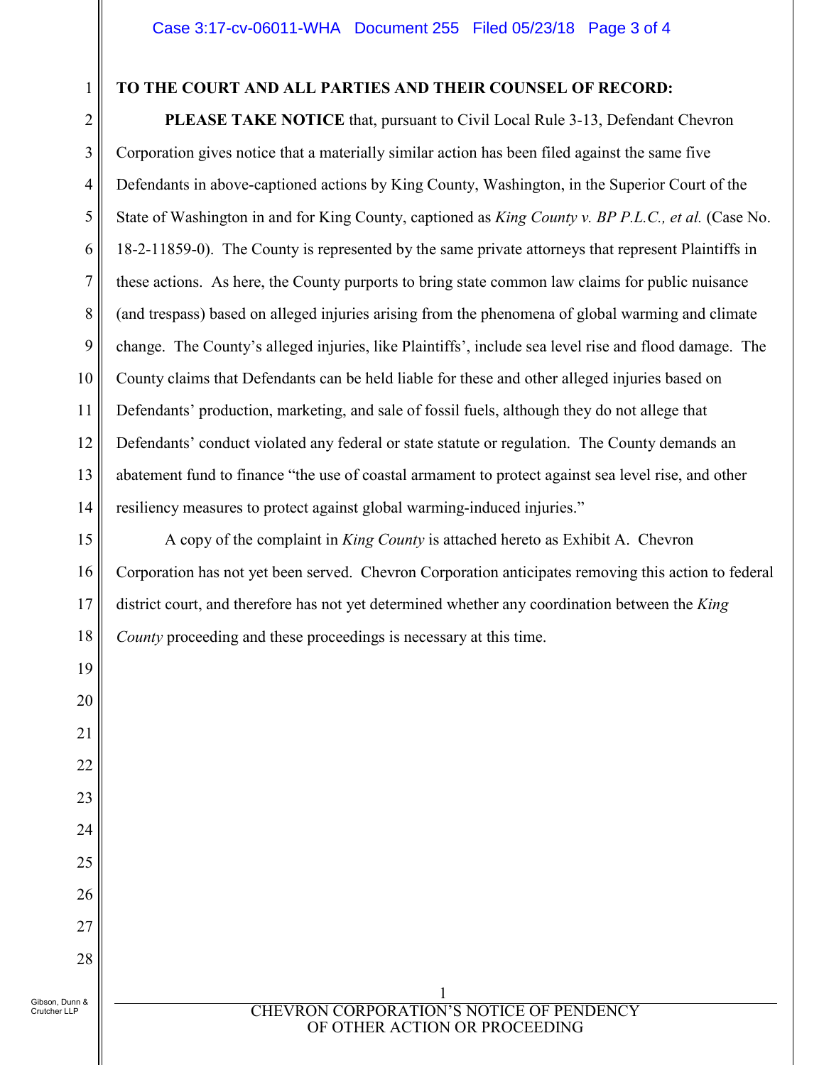**TO THE COURT AND ALL PARTIES AND THEIR COUNSEL OF RECORD:**

**PLEASE TAKE NOTICE** that, pursuant to Civil Local Rule 3-13, Defendant Chevron Corporation gives notice that a materially similar action has been filed against the same five Defendants in above-captioned actions by King County, Washington, in the Superior Court of the State of Washington in and for King County, captioned as *King County v. BP P.L.C., et al.* (Case No. 18-2-11859-0). The County is represented by the same private attorneys that represent Plaintiffs in these actions. As here, the County purports to bring state common law claims for public nuisance (and trespass) based on alleged injuries arising from the phenomena of global warming and climate change. The County's alleged injuries, like Plaintiffs', include sea level rise and flood damage. The County claims that Defendants can be held liable for these and other alleged injuries based on Defendants' production, marketing, and sale of fossil fuels, although they do not allege that Defendants' conduct violated any federal or state statute or regulation. The County demands an abatement fund to finance "the use of coastal armament to protect against sea level rise, and other resiliency measures to protect against global warming-induced injuries."

A copy of the complaint in *King County* is attached hereto as Exhibit A. Chevron Corporation has not yet been served. Chevron Corporation anticipates removing this action to federal district court, and therefore has not yet determined whether any coordination between the *King County* proceeding and these proceedings is necessary at this time.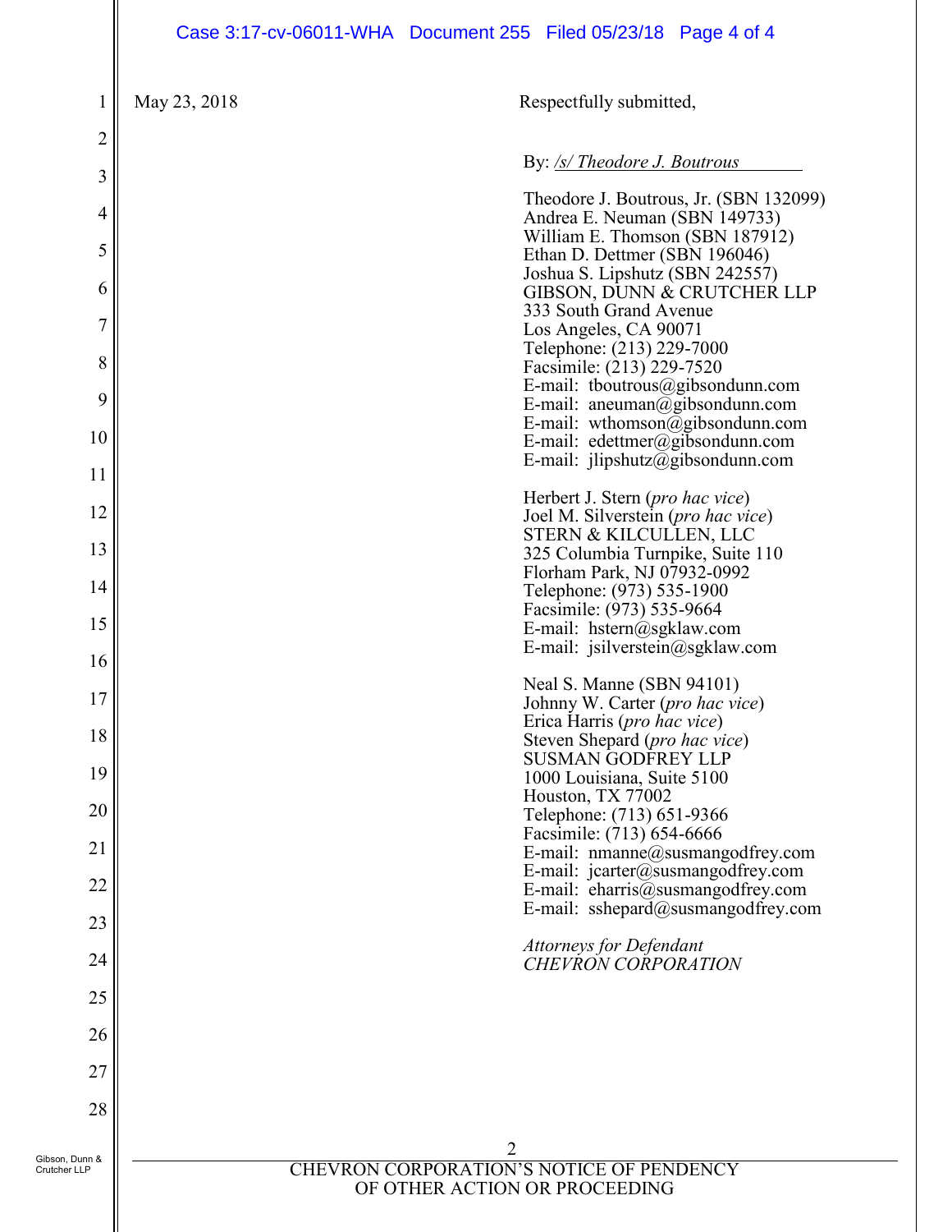May 23, 2018

Respectfully submitted,

By: /s/ Theodore J. Boutrous

Theodore J. Boutrous, Jr. (SBN 132099)
Andrea E. Neuman (SBN 149733)
William E. Thomson (SBN 187912)
Ethan D. Dettmer (SBN 196046)
Joshua S. Lipshutz (SBN 242557)
GIBSON, DUNN & CRUTCHER LLP
333 South Grand Avenue
Los Angeles, CA 90071
Telephone: (213) 229-7000
Facsimile: (213) 229-7520
E-mail: tboutrous@gibsondunn.com
E-mail: aneuman@gibsondunn.com
E-mail: wthomson@gibsondunn.com
E-mail: edettmer@gibsondunn.com
E-mail: jlipshutz@gibsondunn.com

Herbert J. Stern (*pro hac vice*)
Joel M. Silverstein (*pro hac vice*)
STERN & KILCULLEN, LLC
325 Columbia Turnpike, Suite 110
Florham Park, NJ 07932-0992
Telephone: (973) 535-1900
Facsimile: (973) 535-9664
E-mail: hstern@sgklaw.com
E-mail: jsilverstein@sgklaw.com

Neal S. Manne (SBN 94101)
Johnny W. Carter (*pro hac vice*)
Erica Harris (*pro hac vice*)
Steven Shepard (*pro hac vice*)
SUSMAN GODFREY LLP
1000 Louisiana, Suite 5100
Houston, TX 77002
Telephone: (713) 651-9366
Facsimile: (713) 654-6666
E-mail: nmanne@susmangodfrey.com
E-mail: jcarter@susmangodfrey.com
E-mail: eharris@susmangodfrey.com
E-mail: sshepard@susmangodfrey.com

*Attorneys for Defendant*
*CHEVRON CORPORATION*

CHEVRON CORPORATION'S NOTICE OF PENDENCY OF OTHER ACTION OR PROCEEDING